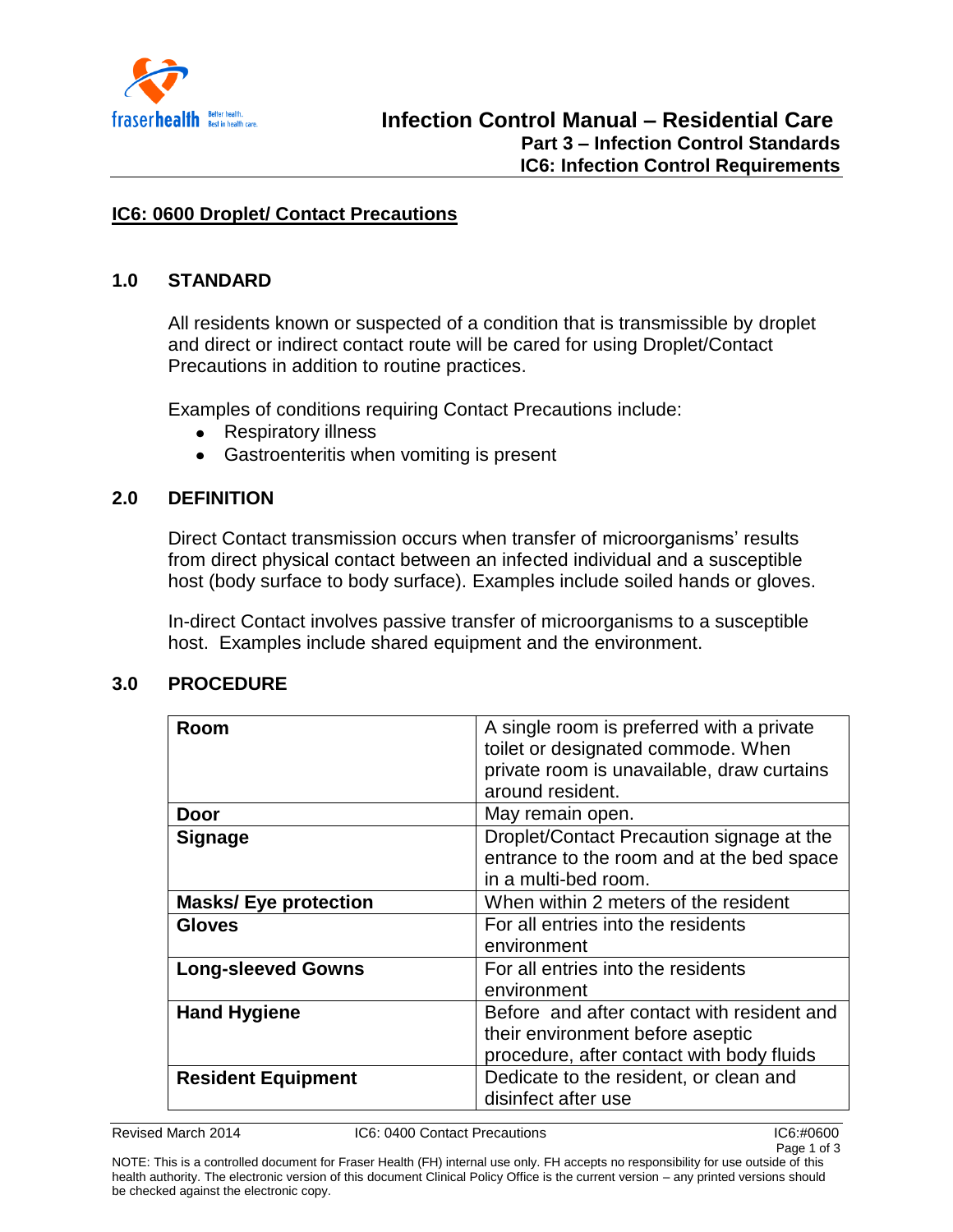# Infection Control Manual – Residential Care

## Part 3 – Infection Control Standards

## IC6: Infection Control Requirements

## IC6: 0600 Droplet/ Contact Precautions

### 1.0 STANDARD

All residents known or suspected of a condition that is transmissible by droplet and direct or indirect contact route will be cared for using Droplet/Contact Precautions in addition to routine practices.

Examples of conditions requiring Contact Precautions include:

- Respiratory illness
- Gastroenteritis when vomiting is present

### 2.0 DEFINITION

Direct Contact transmission occurs when transfer of microorganisms' results from direct physical contact between an infected individual and a susceptible host (body surface to body surface). Examples include soiled hands or gloves.

In-direct Contact involves passive transfer of microorganisms to a susceptible host. Examples include shared equipment and the environment.

### 3.0 PROCEDURE

| | |
|---|---|
| **Room** | A single room is preferred with a private toilet or designated commode. When private room is unavailable, draw curtains around resident. |
| **Door** | May remain open. |
| **Signage** | Droplet/Contact Precaution signage at the entrance to the room and at the bed space in a multi-bed room. |
| **Masks/ Eye protection** | When within 2 meters of the resident |
| **Gloves** | For all entries into the residents environment |
| **Long-sleeved Gowns** | For all entries into the residents environment |
| **Hand Hygiene** | Before and after contact with resident and their environment before aseptic procedure, after contact with body fluids |
| **Resident Equipment** | Dedicate to the resident, or clean and disinfect after use |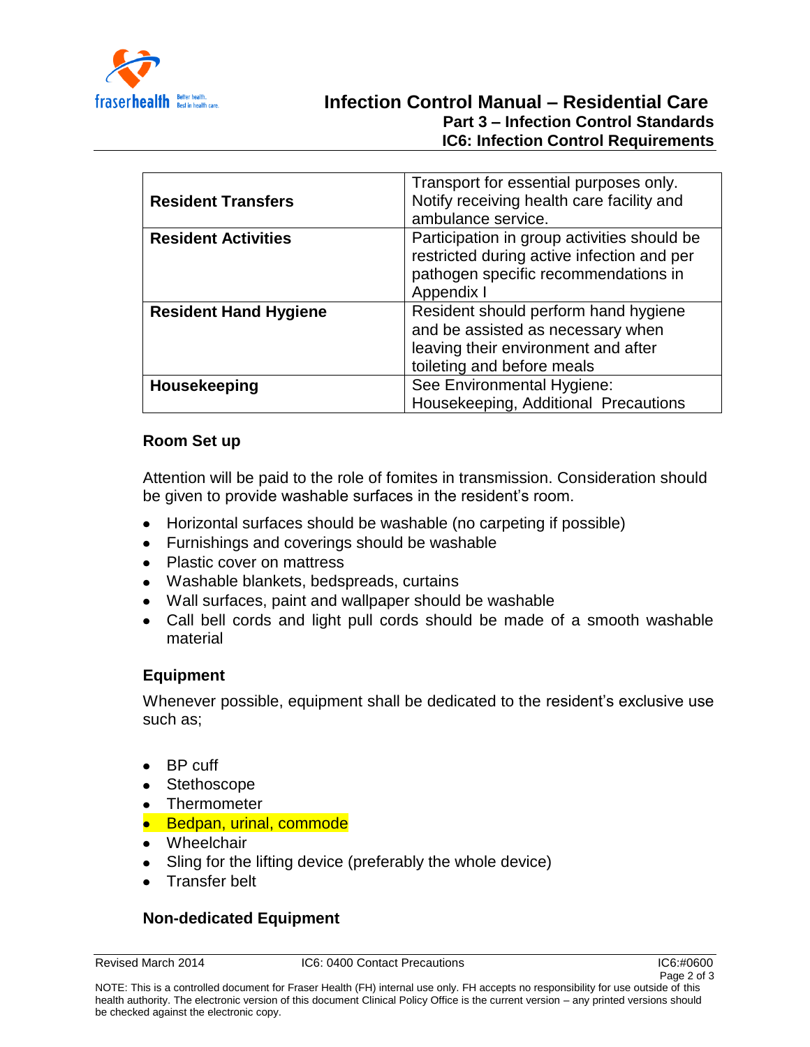| | |
|---|---|
| **Resident Transfers** | Transport for essential purposes only. Notify receiving health care facility and ambulance service. |
| **Resident Activities** | Participation in group activities should be restricted during active infection and per pathogen specific recommendations in Appendix I |
| **Resident Hand Hygiene** | Resident should perform hand hygiene and be assisted as necessary when leaving their environment and after toileting and before meals |
| **Housekeeping** | See Environmental Hygiene: Housekeeping, Additional Precautions |

### Room Set up

Attention will be paid to the role of fomites in transmission. Consideration should be given to provide washable surfaces in the resident's room.

- Horizontal surfaces should be washable (no carpeting if possible)
- Furnishings and coverings should be washable
- Plastic cover on mattress
- Washable blankets, bedspreads, curtains
- Wall surfaces, paint and wallpaper should be washable
- Call bell cords and light pull cords should be made of a smooth washable material

### Equipment

Whenever possible, equipment shall be dedicated to the resident's exclusive use such as;

- BP cuff
- Stethoscope
- Thermometer
- Bedpan, urinal, commode
- Wheelchair
- Sling for the lifting device (preferably the whole device)
- Transfer belt

### Non-dedicated Equipment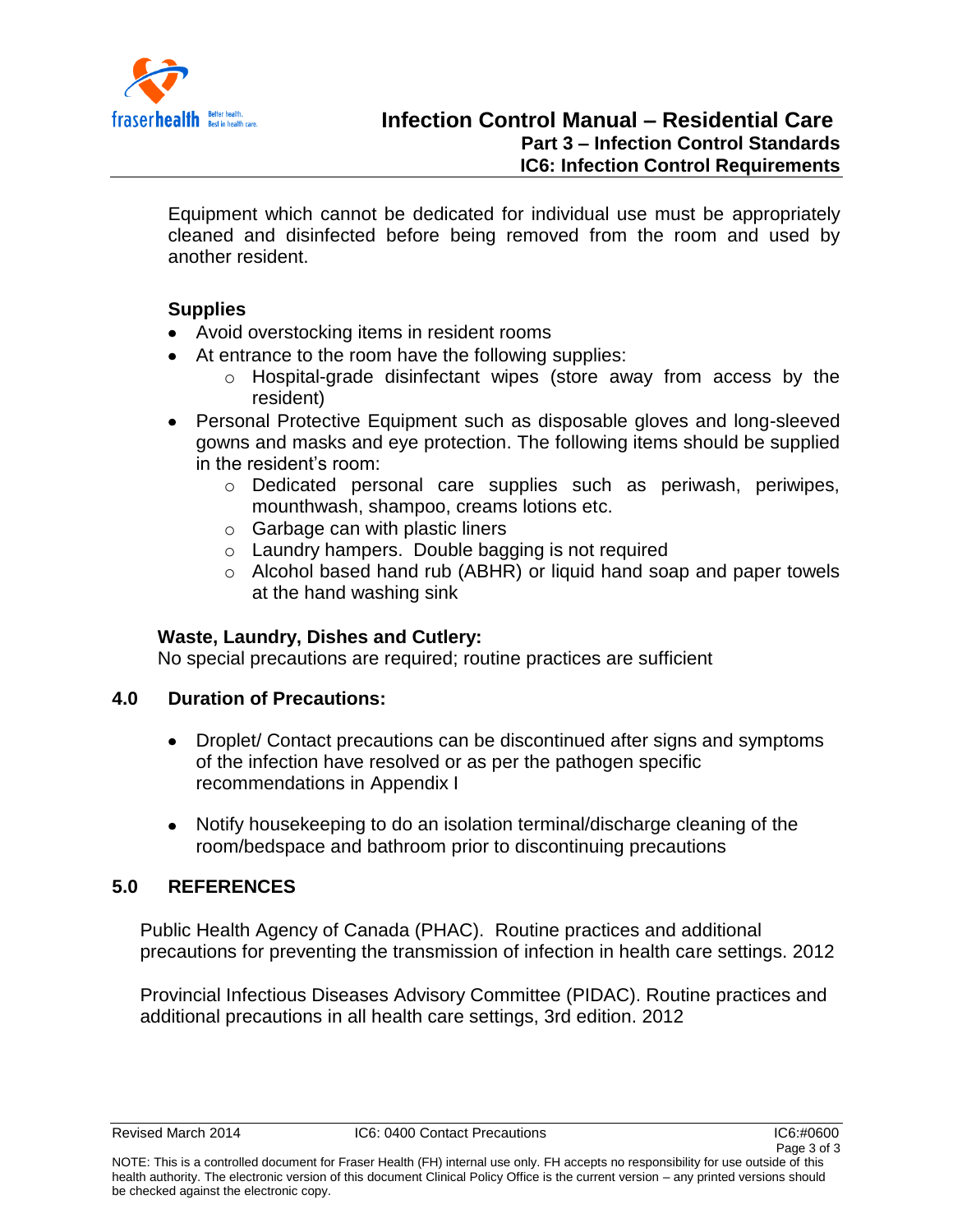Equipment which cannot be dedicated for individual use must be appropriately cleaned and disinfected before being removed from the room and used by another resident.

**Supplies**

- Avoid overstocking items in resident rooms
- At entrance to the room have the following supplies:
  - Hospital-grade disinfectant wipes (store away from access by the resident)
- Personal Protective Equipment such as disposable gloves and long-sleeved gowns and masks and eye protection. The following items should be supplied in the resident's room:
  - Dedicated personal care supplies such as periwash, periwipes, mouthwash, shampoo, creams lotions etc.
  - Garbage can with plastic liners
  - Laundry hampers. Double bagging is not required
  - Alcohol based hand rub (ABHR) or liquid hand soap and paper towels at the hand washing sink

**Waste, Laundry, Dishes and Cutlery:**

No special precautions are required; routine practices are sufficient

## 4.0 Duration of Precautions:

- Droplet/ Contact precautions can be discontinued after signs and symptoms of the infection have resolved or as per the pathogen specific recommendations in Appendix I
- Notify housekeeping to do an isolation terminal/discharge cleaning of the room/bedspace and bathroom prior to discontinuing precautions

## 5.0 REFERENCES

Public Health Agency of Canada (PHAC). Routine practices and additional precautions for preventing the transmission of infection in health care settings. 2012

Provincial Infectious Diseases Advisory Committee (PIDAC). Routine practices and additional precautions in all health care settings, 3rd edition. 2012